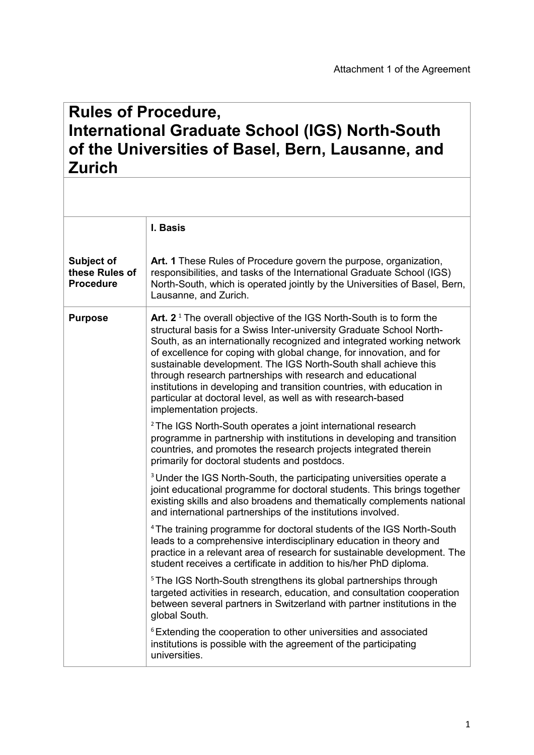Attachment 1 of the Agreement

# Rules of Procedure, International Graduate School (IGS) North-South of the Universities of Basel, Bern, Lausanne, and Zurich

| | |
|---|---|
| | **I. Basis** |
| **Subject of these Rules of Procedure** | **Art. 1** These Rules of Procedure govern the purpose, organization, responsibilities, and tasks of the International Graduate School (IGS) North-South, which is operated jointly by the Universities of Basel, Bern, Lausanne, and Zurich. |
| **Purpose** | **Art. 2** [1] The overall objective of the IGS North-South is to form the structural basis for a Swiss Inter-university Graduate School North-South, as an internationally recognized and integrated working network of excellence for coping with global change, for innovation, and for sustainable development. The IGS North-South shall achieve this through research partnerships with research and educational institutions in developing and transition countries, with education in particular at doctoral level, as well as with research-based implementation projects. |
| | [2] The IGS North-South operates a joint international research programme in partnership with institutions in developing and transition countries, and promotes the research projects integrated therein primarily for doctoral students and postdocs. |
| | [3] Under the IGS North-South, the participating universities operate a joint educational programme for doctoral students. This brings together existing skills and also broadens and thematically complements national and international partnerships of the institutions involved. |
| | [4] The training programme for doctoral students of the IGS North-South leads to a comprehensive interdisciplinary education in theory and practice in a relevant area of research for sustainable development. The student receives a certificate in addition to his/her PhD diploma. |
| | [5] The IGS North-South strengthens its global partnerships through targeted activities in research, education, and consultation cooperation between several partners in Switzerland with partner institutions in the global South. |
| | [6] Extending the cooperation to other universities and associated institutions is possible with the agreement of the participating universities. |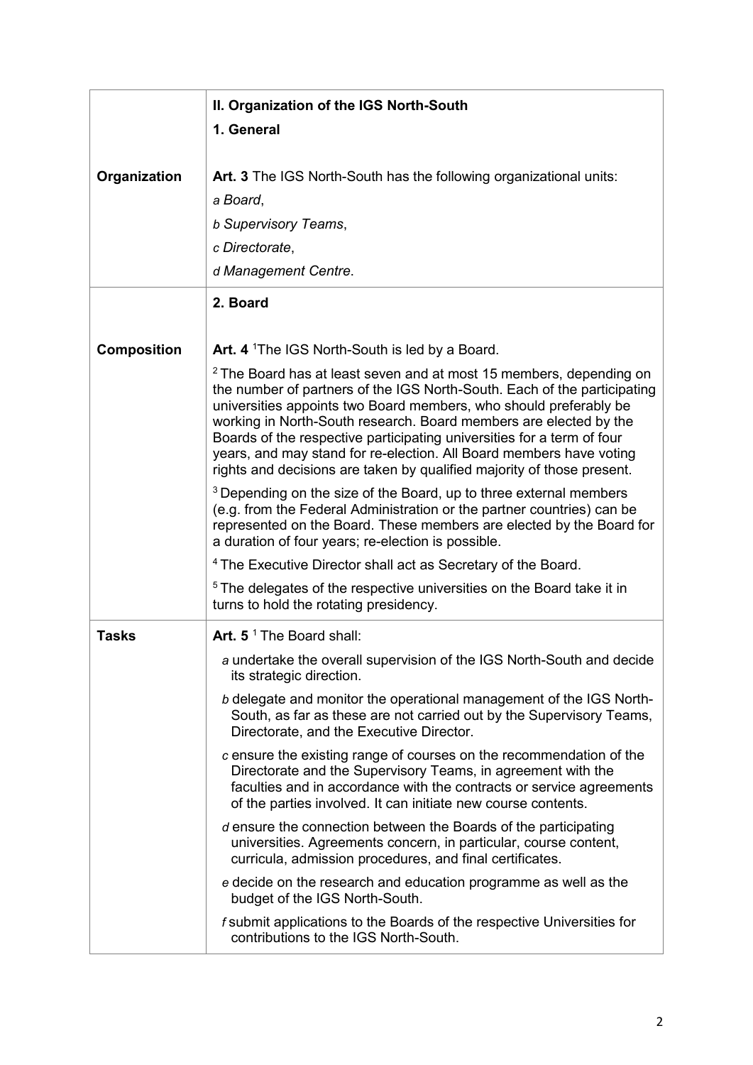## II. Organization of the IGS North-South

### 1. General

**Organization**

**Art. 3** The IGS North-South has the following organizational units:

*a Board*,

*b Supervisory Teams*,

*c Directorate*,

*d Management Centre*.

### 2. Board

**Composition**

**Art. 4** [1]The IGS North-South is led by a Board.

[2] The Board has at least seven and at most 15 members, depending on the number of partners of the IGS North-South. Each of the participating universities appoints two Board members, who should preferably be working in North-South research. Board members are elected by the Boards of the respective participating universities for a term of four years, and may stand for re-election. All Board members have voting rights and decisions are taken by qualified majority of those present.

[3] Depending on the size of the Board, up to three external members (e.g. from the Federal Administration or the partner countries) can be represented on the Board. These members are elected by the Board for a duration of four years; re-election is possible.

[4] The Executive Director shall act as Secretary of the Board.

[5] The delegates of the respective universities on the Board take it in turns to hold the rotating presidency.

**Tasks**

**Art. 5** [1] The Board shall:

*a* undertake the overall supervision of the IGS North-South and decide its strategic direction.

*b* delegate and monitor the operational management of the IGS North-South, as far as these are not carried out by the Supervisory Teams, Directorate, and the Executive Director.

*c* ensure the existing range of courses on the recommendation of the Directorate and the Supervisory Teams, in agreement with the faculties and in accordance with the contracts or service agreements of the parties involved. It can initiate new course contents.

*d* ensure the connection between the Boards of the participating universities. Agreements concern, in particular, course content, curricula, admission procedures, and final certificates.

*e* decide on the research and education programme as well as the budget of the IGS North-South.

*f* submit applications to the Boards of the respective Universities for contributions to the IGS North-South.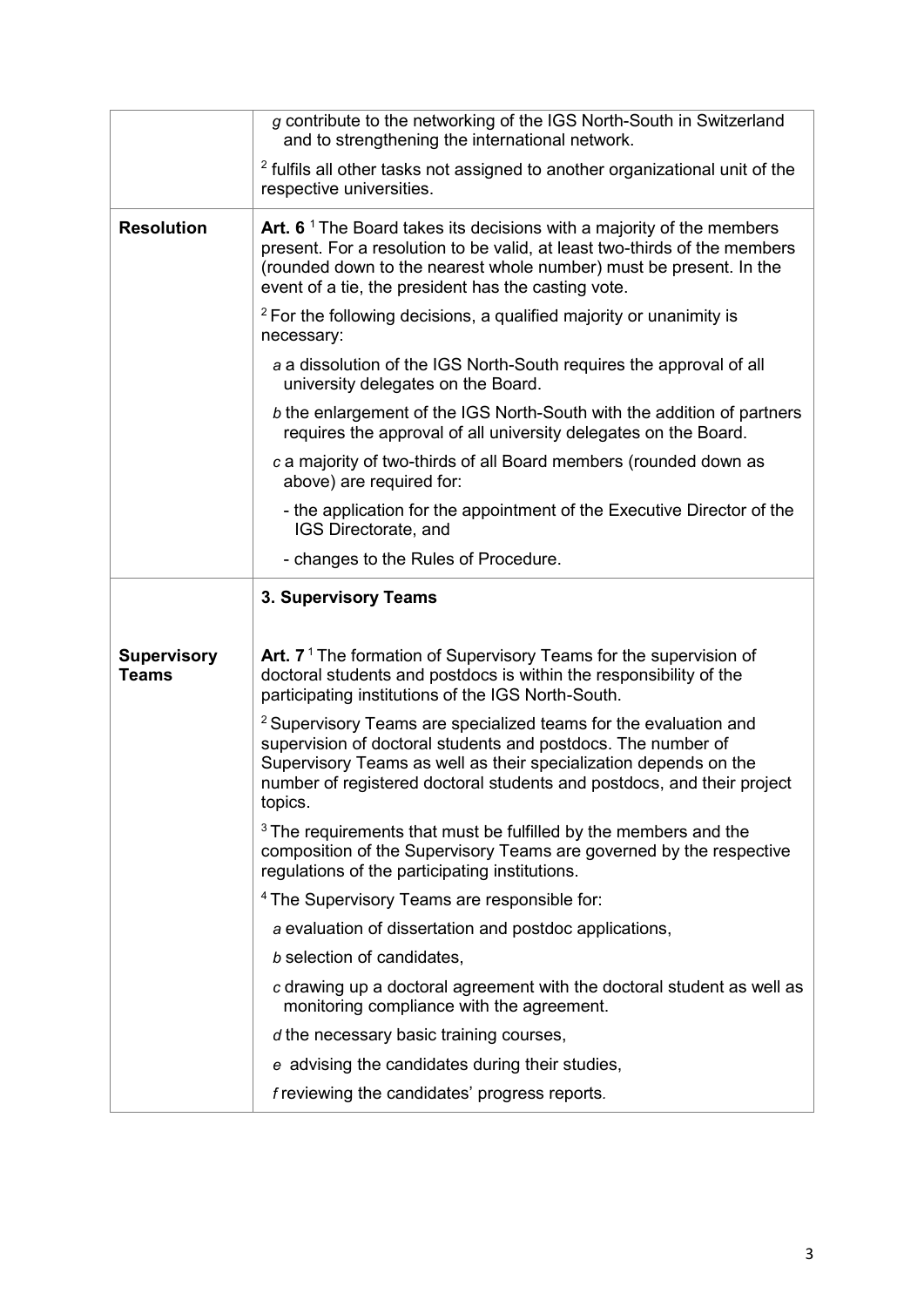| | |
|---|---|
| | *g* contribute to the networking of the IGS North-South in Switzerland and to strengthening the international network. |
| | [2] fulfils all other tasks not assigned to another organizational unit of the respective universities. |
| **Resolution** | **Art. 6** [1] The Board takes its decisions with a majority of the members present. For a resolution to be valid, at least two-thirds of the members (rounded down to the nearest whole number) must be present. In the event of a tie, the president has the casting vote. |
| | [2] For the following decisions, a qualified majority or unanimity is necessary: |
| | *a* a dissolution of the IGS North-South requires the approval of all university delegates on the Board. |
| | *b* the enlargement of the IGS North-South with the addition of partners requires the approval of all university delegates on the Board. |
| | *c* a majority of two-thirds of all Board members (rounded down as above) are required for: |
| | - the application for the appointment of the Executive Director of the IGS Directorate, and |
| | - changes to the Rules of Procedure. |
| | **3. Supervisory Teams** |
| **Supervisory Teams** | **Art. 7** [1] The formation of Supervisory Teams for the supervision of doctoral students and postdocs is within the responsibility of the participating institutions of the IGS North-South. |
| | [2] Supervisory Teams are specialized teams for the evaluation and supervision of doctoral students and postdocs. The number of Supervisory Teams as well as their specialization depends on the number of registered doctoral students and postdocs, and their project topics. |
| | [3] The requirements that must be fulfilled by the members and the composition of the Supervisory Teams are governed by the respective regulations of the participating institutions. |
| | [4] The Supervisory Teams are responsible for: |
| | *a* evaluation of dissertation and postdoc applications, |
| | *b* selection of candidates, |
| | *c* drawing up a doctoral agreement with the doctoral student as well as monitoring compliance with the agreement. |
| | *d* the necessary basic training courses, |
| | *e* advising the candidates during their studies, |
| | *f* reviewing the candidates' progress reports. |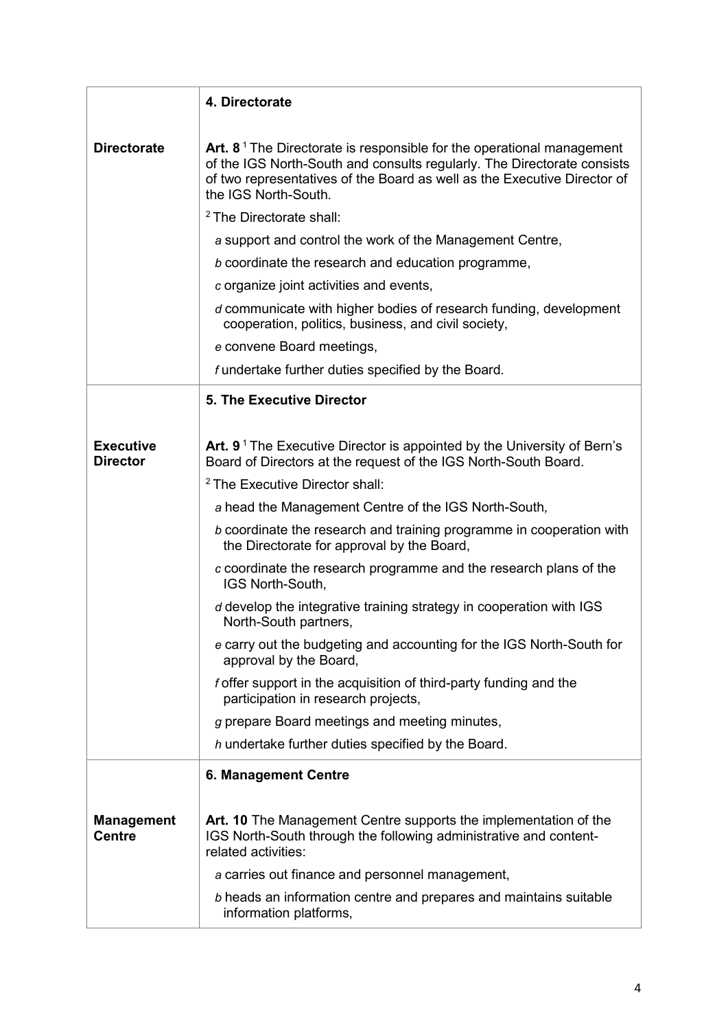## 4. Directorate

**Directorate**

**Art. 8** [1] The Directorate is responsible for the operational management of the IGS North-South and consults regularly. The Directorate consists of two representatives of the Board as well as the Executive Director of the IGS North-South.

[2] The Directorate shall:

*a* support and control the work of the Management Centre,

*b* coordinate the research and education programme,

*c* organize joint activities and events,

*d* communicate with higher bodies of research funding, development cooperation, politics, business, and civil society,

*e* convene Board meetings,

*f* undertake further duties specified by the Board.

## 5. The Executive Director

**Executive Director**

**Art. 9** [1] The Executive Director is appointed by the University of Bern's Board of Directors at the request of the IGS North-South Board.

[2] The Executive Director shall:

*a* head the Management Centre of the IGS North-South,

*b* coordinate the research and training programme in cooperation with the Directorate for approval by the Board,

*c* coordinate the research programme and the research plans of the IGS North-South,

*d* develop the integrative training strategy in cooperation with IGS North-South partners,

*e* carry out the budgeting and accounting for the IGS North-South for approval by the Board,

*f* offer support in the acquisition of third-party funding and the participation in research projects,

*g* prepare Board meetings and meeting minutes,

*h* undertake further duties specified by the Board.

## 6. Management Centre

**Management Centre**

**Art. 10** The Management Centre supports the implementation of the IGS North-South through the following administrative and content-related activities:

*a* carries out finance and personnel management,

*b* heads an information centre and prepares and maintains suitable information platforms,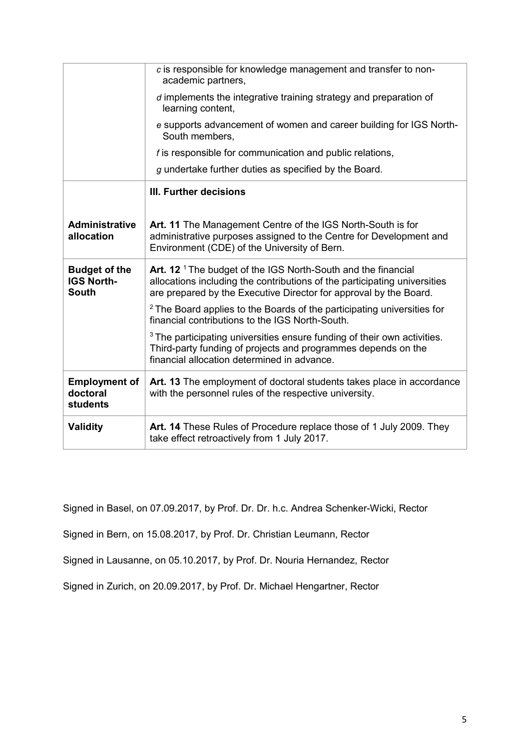| | |
|---|---|
| | *c* is responsible for knowledge management and transfer to non-academic partners,<br>*d* implements the integrative training strategy and preparation of learning content,<br>*e* supports advancement of women and career building for IGS North-South members,<br>*f* is responsible for communication and public relations,<br>*g* undertake further duties as specified by the Board. |
| | **III. Further decisions** |
| **Administrative allocation** | **Art. 11** The Management Centre of the IGS North-South is for administrative purposes assigned to the Centre for Development and Environment (CDE) of the University of Bern. |
| **Budget of the IGS North-South** | **Art. 12** [1] The budget of the IGS North-South and the financial allocations including the contributions of the participating universities are prepared by the Executive Director for approval by the Board.<br>[2] The Board applies to the Boards of the participating universities for financial contributions to the IGS North-South.<br>[3] The participating universities ensure funding of their own activities. Third-party funding of projects and programmes depends on the financial allocation determined in advance. |
| **Employment of doctoral students** | **Art. 13** The employment of doctoral students takes place in accordance with the personnel rules of the respective university. |
| **Validity** | **Art. 14** These Rules of Procedure replace those of 1 July 2009. They take effect retroactively from 1 July 2017. |

Signed in Basel, on 07.09.2017, by Prof. Dr. Dr. h.c. Andrea Schenker-Wicki, Rector

Signed in Bern, on 15.08.2017, by Prof. Dr. Christian Leumann, Rector

Signed in Lausanne, on 05.10.2017, by Prof. Dr. Nouria Hernandez, Rector

Signed in Zurich, on 20.09.2017, by Prof. Dr. Michael Hengartner, Rector